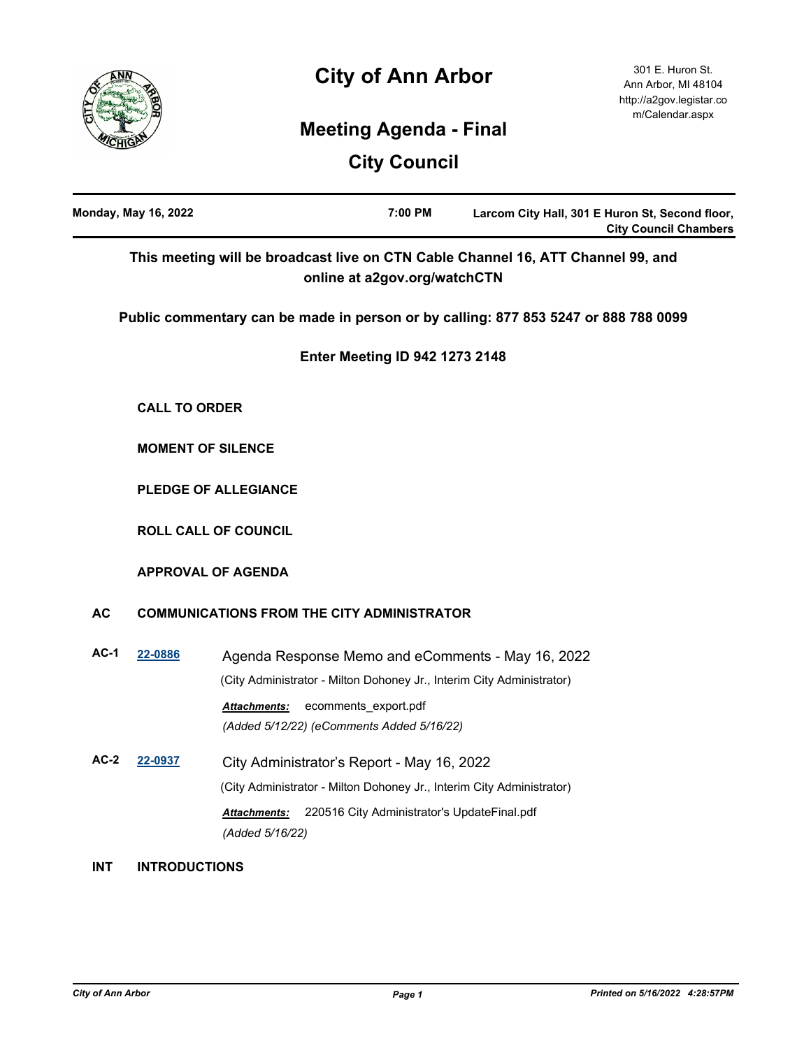# City of Ann Arbor

301 E. Huron St.
Ann Arbor, MI 48104
http://a2gov.legistar.com/Calendar.aspx

## Meeting Agenda - Final

## City Council

| Monday, May 16, 2022 | 7:00 PM | Larcom City Hall, 301 E Huron St, Second floor, City Council Chambers |
|---|---|---|

**This meeting will be broadcast live on CTN Cable Channel 16, ATT Channel 99, and online at a2gov.org/watchCTN**

**Public commentary can be made in person or by calling: 877 853 5247 or 888 788 0099**

**Enter Meeting ID 942 1273 2148**

**CALL TO ORDER**

**MOMENT OF SILENCE**

**PLEDGE OF ALLEGIANCE**

**ROLL CALL OF COUNCIL**

**APPROVAL OF AGENDA**

**AC COMMUNICATIONS FROM THE CITY ADMINISTRATOR**

**AC-1** [22-0886] Agenda Response Memo and eComments - May 16, 2022

(City Administrator - Milton Dohoney Jr., Interim City Administrator)

***Attachments:*** ecomments_export.pdf

*(Added 5/12/22) (eComments Added 5/16/22)*

**AC-2** [22-0937] City Administrator's Report - May 16, 2022

(City Administrator - Milton Dohoney Jr., Interim City Administrator)

***Attachments:*** 220516 City Administrator's UpdateFinal.pdf

*(Added 5/16/22)*

**INT INTRODUCTIONS**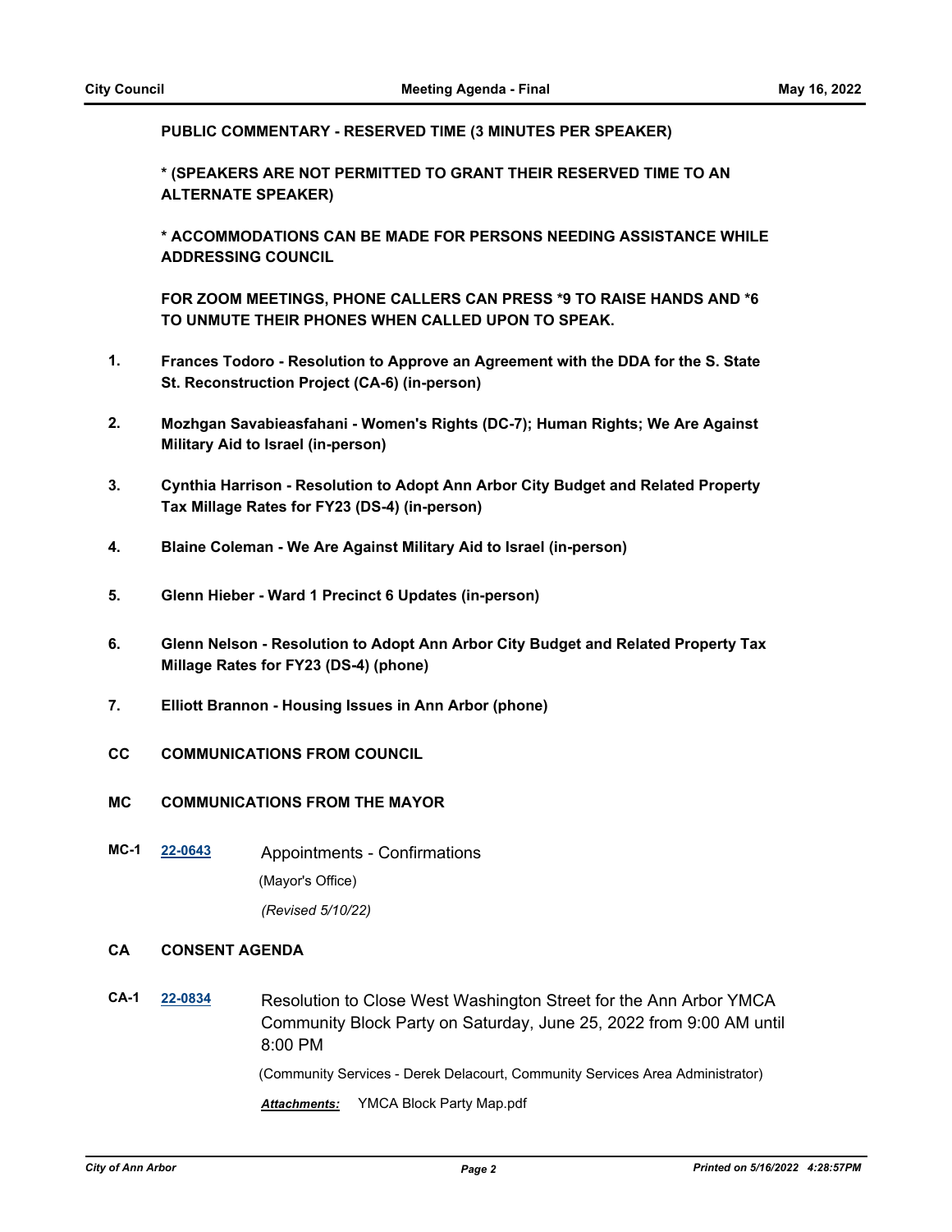**PUBLIC COMMENTARY - RESERVED TIME (3 MINUTES PER SPEAKER)**

**\* (SPEAKERS ARE NOT PERMITTED TO GRANT THEIR RESERVED TIME TO AN ALTERNATE SPEAKER)**

**\* ACCOMMODATIONS CAN BE MADE FOR PERSONS NEEDING ASSISTANCE WHILE ADDRESSING COUNCIL**

**FOR ZOOM MEETINGS, PHONE CALLERS CAN PRESS \*9 TO RAISE HANDS AND \*6 TO UNMUTE THEIR PHONES WHEN CALLED UPON TO SPEAK.**

1. **Frances Todoro - Resolution to Approve an Agreement with the DDA for the S. State St. Reconstruction Project (CA-6) (in-person)**
2. **Mozhgan Savabieasfahani - Women's Rights (DC-7); Human Rights; We Are Against Military Aid to Israel (in-person)**
3. **Cynthia Harrison - Resolution to Adopt Ann Arbor City Budget and Related Property Tax Millage Rates for FY23 (DS-4) (in-person)**
4. **Blaine Coleman - We Are Against Military Aid to Israel (in-person)**
5. **Glenn Hieber - Ward 1 Precinct 6 Updates (in-person)**
6. **Glenn Nelson - Resolution to Adopt Ann Arbor City Budget and Related Property Tax Millage Rates for FY23 (DS-4) (phone)**
7. **Elliott Brannon - Housing Issues in Ann Arbor (phone)**

## CC COMMUNICATIONS FROM COUNCIL

## MC COMMUNICATIONS FROM THE MAYOR

**MC-1** **22-0643** Appointments - Confirmations

(Mayor's Office)

*(Revised 5/10/22)*

## CA CONSENT AGENDA

**CA-1** **22-0834** Resolution to Close West Washington Street for the Ann Arbor YMCA Community Block Party on Saturday, June 25, 2022 from 9:00 AM until 8:00 PM

(Community Services - Derek Delacourt, Community Services Area Administrator)

***Attachments:*** YMCA Block Party Map.pdf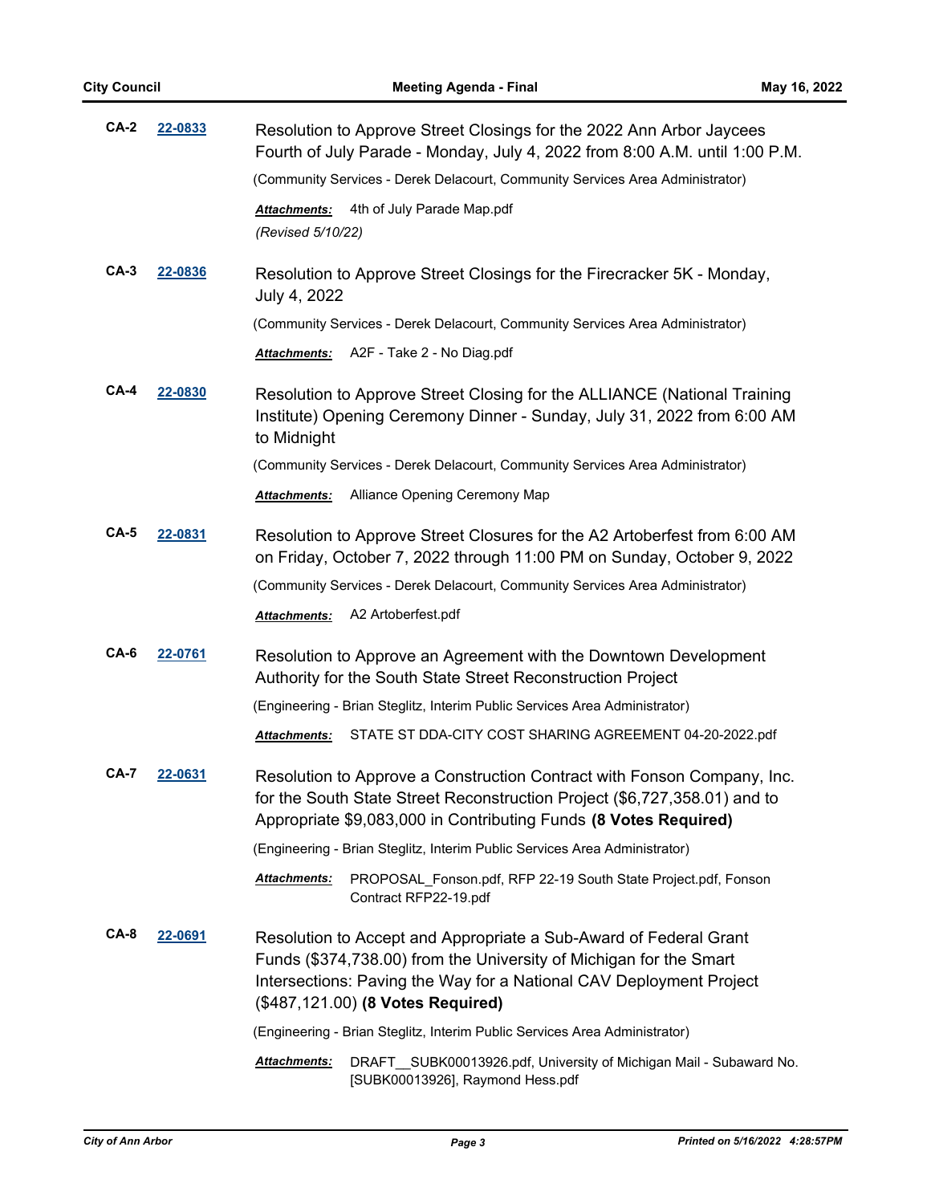**CA-2** [22-0833]

Resolution to Approve Street Closings for the 2022 Ann Arbor Jaycees Fourth of July Parade - Monday, July 4, 2022 from 8:00 A.M. until 1:00 P.M.

(Community Services - Derek Delacourt, Community Services Area Administrator)

***Attachments:*** 4th of July Parade Map.pdf

*(Revised 5/10/22)*

**CA-3** [22-0836]

Resolution to Approve Street Closings for the Firecracker 5K - Monday, July 4, 2022

(Community Services - Derek Delacourt, Community Services Area Administrator)

***Attachments:*** A2F - Take 2 - No Diag.pdf

**CA-4** [22-0830]

Resolution to Approve Street Closing for the ALLIANCE (National Training Institute) Opening Ceremony Dinner - Sunday, July 31, 2022 from 6:00 AM to Midnight

(Community Services - Derek Delacourt, Community Services Area Administrator)

***Attachments:*** Alliance Opening Ceremony Map

**CA-5** [22-0831]

Resolution to Approve Street Closures for the A2 Artoberfest from 6:00 AM on Friday, October 7, 2022 through 11:00 PM on Sunday, October 9, 2022

(Community Services - Derek Delacourt, Community Services Area Administrator)

***Attachments:*** A2 Artoberfest.pdf

**CA-6** [22-0761]

Resolution to Approve an Agreement with the Downtown Development Authority for the South State Street Reconstruction Project

(Engineering - Brian Steglitz, Interim Public Services Area Administrator)

***Attachments:*** STATE ST DDA-CITY COST SHARING AGREEMENT 04-20-2022.pdf

**CA-7** [22-0631]

Resolution to Approve a Construction Contract with Fonson Company, Inc. for the South State Street Reconstruction Project ($6,727,358.01) and to Appropriate $9,083,000 in Contributing Funds **(8 Votes Required)**

(Engineering - Brian Steglitz, Interim Public Services Area Administrator)

***Attachments:*** PROPOSAL_Fonson.pdf, RFP 22-19 South State Project.pdf, Fonson Contract RFP22-19.pdf

**CA-8** [22-0691]

Resolution to Accept and Appropriate a Sub-Award of Federal Grant Funds ($374,738.00) from the University of Michigan for the Smart Intersections: Paving the Way for a National CAV Deployment Project ($487,121.00) **(8 Votes Required)**

(Engineering - Brian Steglitz, Interim Public Services Area Administrator)

***Attachments:*** DRAFT__SUBK00013926.pdf, University of Michigan Mail - Subaward No. [SUBK00013926], Raymond Hess.pdf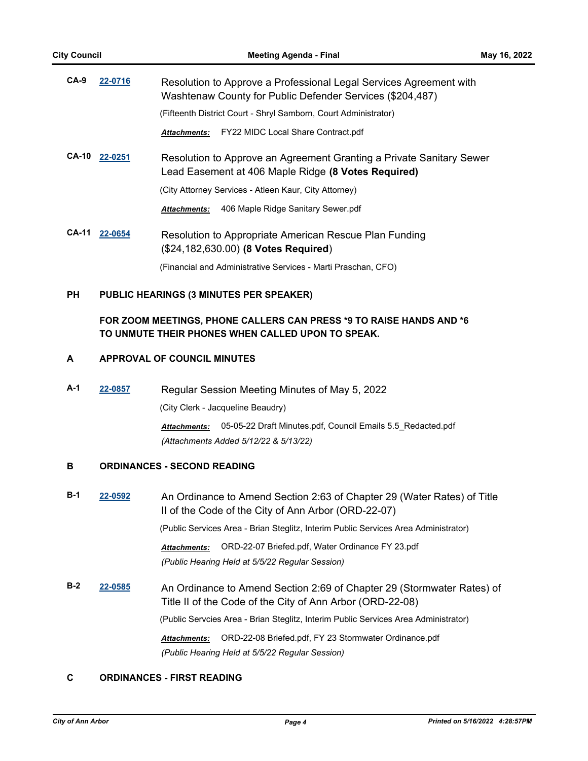**CA-9** [22-0716] Resolution to Approve a Professional Legal Services Agreement with Washtenaw County for Public Defender Services ($204,487)

(Fifteenth District Court - Shryl Samborn, Court Administrator)

***Attachments:*** FY22 MIDC Local Share Contract.pdf

**CA-10** [22-0251] Resolution to Approve an Agreement Granting a Private Sanitary Sewer Lead Easement at 406 Maple Ridge **(8 Votes Required)**

(City Attorney Services - Atleen Kaur, City Attorney)

***Attachments:*** 406 Maple Ridge Sanitary Sewer.pdf

**CA-11** [22-0654] Resolution to Appropriate American Rescue Plan Funding ($24,182,630.00) **(8 Votes Required)**

(Financial and Administrative Services - Marti Praschan, CFO)

## PH PUBLIC HEARINGS (3 MINUTES PER SPEAKER)

**FOR ZOOM MEETINGS, PHONE CALLERS CAN PRESS *9 TO RAISE HANDS AND *6 TO UNMUTE THEIR PHONES WHEN CALLED UPON TO SPEAK.**

## A APPROVAL OF COUNCIL MINUTES

**A-1** [22-0857] Regular Session Meeting Minutes of May 5, 2022

(City Clerk - Jacqueline Beaudry)

***Attachments:*** 05-05-22 Draft Minutes.pdf, Council Emails 5.5_Redacted.pdf

*(Attachments Added 5/12/22 & 5/13/22)*

## B ORDINANCES - SECOND READING

**B-1** [22-0592] An Ordinance to Amend Section 2:63 of Chapter 29 (Water Rates) of Title II of the Code of the City of Ann Arbor (ORD-22-07)

(Public Services Area - Brian Steglitz, Interim Public Services Area Administrator)

***Attachments:*** ORD-22-07 Briefed.pdf, Water Ordinance FY 23.pdf

*(Public Hearing Held at 5/5/22 Regular Session)*

**B-2** [22-0585] An Ordinance to Amend Section 2:69 of Chapter 29 (Stormwater Rates) of Title II of the Code of the City of Ann Arbor (ORD-22-08)

(Public Servcies Area - Brian Steglitz, Interim Public Services Area Administrator)

***Attachments:*** ORD-22-08 Briefed.pdf, FY 23 Stormwater Ordinance.pdf

*(Public Hearing Held at 5/5/22 Regular Session)*

## C ORDINANCES - FIRST READING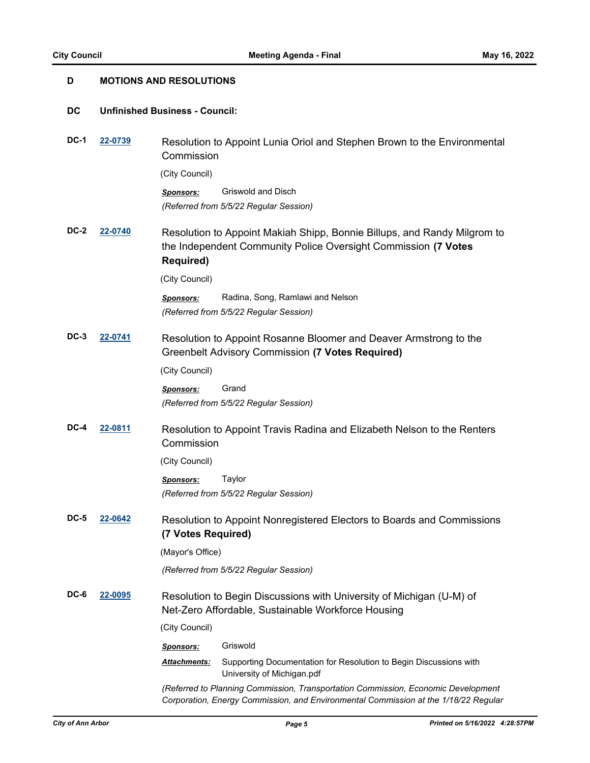## D MOTIONS AND RESOLUTIONS

### DC Unfinished Business - Council:

**DC-1** **22-0739** Resolution to Appoint Lunia Oriol and Stephen Brown to the Environmental Commission

(City Council)

***Sponsors:*** Griswold and Disch

*(Referred from 5/5/22 Regular Session)*

**DC-2** **22-0740** Resolution to Appoint Makiah Shipp, Bonnie Billups, and Randy Milgrom to the Independent Community Police Oversight Commission **(7 Votes Required)**

(City Council)

***Sponsors:*** Radina, Song, Ramlawi and Nelson

*(Referred from 5/5/22 Regular Session)*

**DC-3** **22-0741** Resolution to Appoint Rosanne Bloomer and Deaver Armstrong to the Greenbelt Advisory Commission **(7 Votes Required)**

(City Council)

***Sponsors:*** Grand

*(Referred from 5/5/22 Regular Session)*

**DC-4** **22-0811** Resolution to Appoint Travis Radina and Elizabeth Nelson to the Renters Commission

(City Council)

***Sponsors:*** Taylor

*(Referred from 5/5/22 Regular Session)*

**DC-5** **22-0642** Resolution to Appoint Nonregistered Electors to Boards and Commissions **(7 Votes Required)**

(Mayor's Office)

*(Referred from 5/5/22 Regular Session)*

**DC-6** **22-0095** Resolution to Begin Discussions with University of Michigan (U-M) of Net-Zero Affordable, Sustainable Workforce Housing

(City Council)

***Sponsors:*** Griswold

***Attachments:*** Supporting Documentation for Resolution to Begin Discussions with University of Michigan.pdf

*(Referred to Planning Commission, Transportation Commission, Economic Development Corporation, Energy Commission, and Environmental Commission at the 1/18/22 Regular*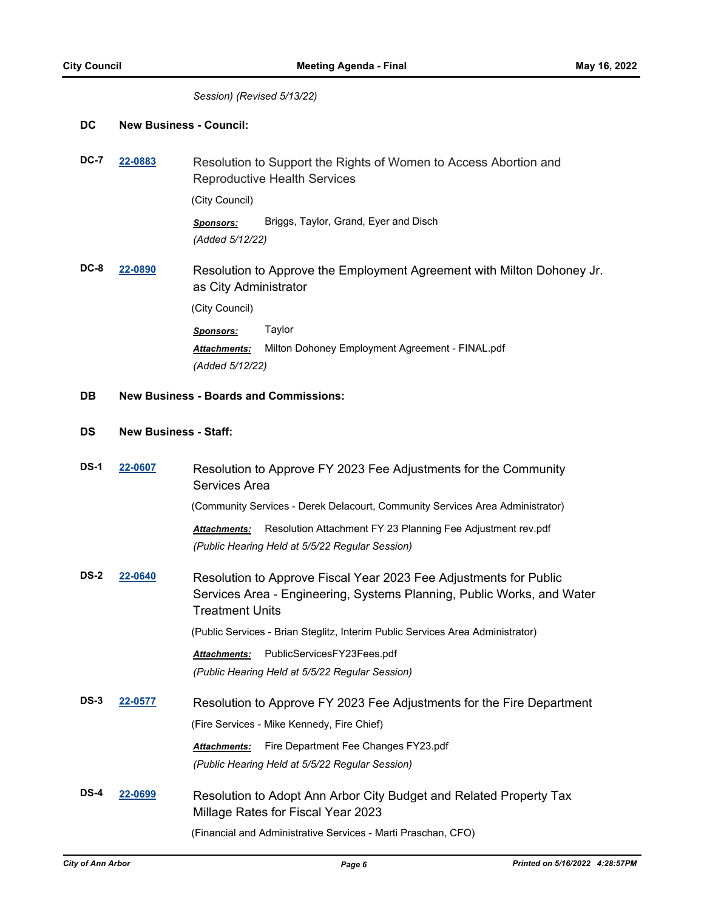Session) (Revised 5/13/22)

## DC New Business - Council:

**DC-7** **22-0883**

Resolution to Support the Rights of Women to Access Abortion and Reproductive Health Services

(City Council)

***Sponsors:*** Briggs, Taylor, Grand, Eyer and Disch

*(Added 5/12/22)*

**DC-8** **22-0890**

Resolution to Approve the Employment Agreement with Milton Dohoney Jr. as City Administrator

(City Council)

***Sponsors:*** Taylor

***Attachments:*** Milton Dohoney Employment Agreement - FINAL.pdf

*(Added 5/12/22)*

## DB New Business - Boards and Commissions:

## DS New Business - Staff:

**DS-1** **22-0607**

Resolution to Approve FY 2023 Fee Adjustments for the Community Services Area

(Community Services - Derek Delacourt, Community Services Area Administrator)

***Attachments:*** Resolution Attachment FY 23 Planning Fee Adjustment rev.pdf

*(Public Hearing Held at 5/5/22 Regular Session)*

**DS-2** **22-0640**

Resolution to Approve Fiscal Year 2023 Fee Adjustments for Public Services Area - Engineering, Systems Planning, Public Works, and Water Treatment Units

(Public Services - Brian Steglitz, Interim Public Services Area Administrator)

***Attachments:*** PublicServicesFY23Fees.pdf

*(Public Hearing Held at 5/5/22 Regular Session)*

**DS-3** **22-0577**

Resolution to Approve FY 2023 Fee Adjustments for the Fire Department

(Fire Services - Mike Kennedy, Fire Chief)

***Attachments:*** Fire Department Fee Changes FY23.pdf

*(Public Hearing Held at 5/5/22 Regular Session)*

**DS-4** **22-0699**

Resolution to Adopt Ann Arbor City Budget and Related Property Tax Millage Rates for Fiscal Year 2023

(Financial and Administrative Services - Marti Praschan, CFO)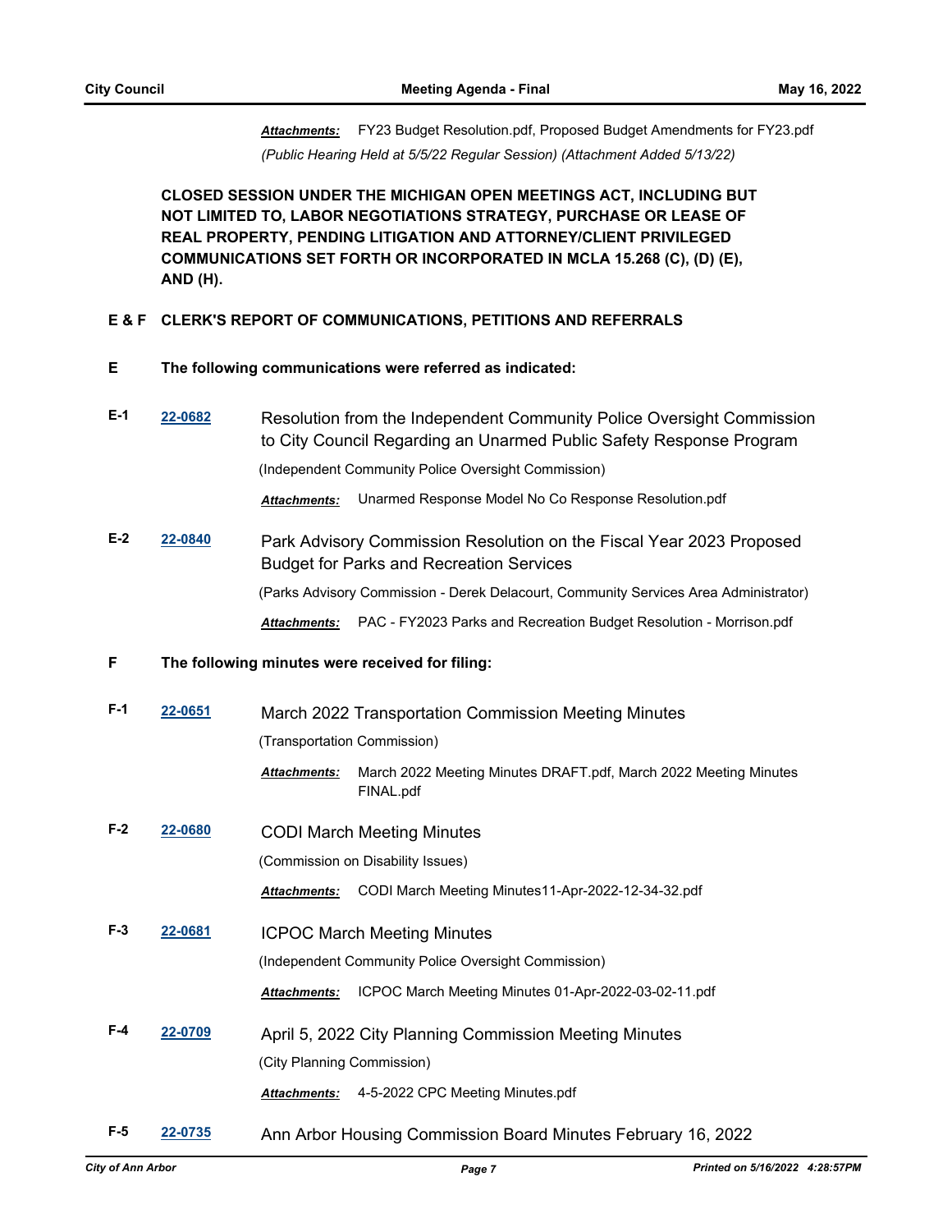***Attachments:*** FY23 Budget Resolution.pdf, Proposed Budget Amendments for FY23.pdf

*(Public Hearing Held at 5/5/22 Regular Session) (Attachment Added 5/13/22)*

**CLOSED SESSION UNDER THE MICHIGAN OPEN MEETINGS ACT, INCLUDING BUT NOT LIMITED TO, LABOR NEGOTIATIONS STRATEGY, PURCHASE OR LEASE OF REAL PROPERTY, PENDING LITIGATION AND ATTORNEY/CLIENT PRIVILEGED COMMUNICATIONS SET FORTH OR INCORPORATED IN MCLA 15.268 (C), (D) (E), AND (H).**

## E & F CLERK'S REPORT OF COMMUNICATIONS, PETITIONS AND REFERRALS

## E The following communications were referred as indicated:

**E-1** **22-0682** Resolution from the Independent Community Police Oversight Commission to City Council Regarding an Unarmed Public Safety Response Program

(Independent Community Police Oversight Commission)

***Attachments:*** Unarmed Response Model No Co Response Resolution.pdf

**E-2** **22-0840** Park Advisory Commission Resolution on the Fiscal Year 2023 Proposed Budget for Parks and Recreation Services

(Parks Advisory Commission - Derek Delacourt, Community Services Area Administrator)

***Attachments:*** PAC - FY2023 Parks and Recreation Budget Resolution - Morrison.pdf

## F The following minutes were received for filing:

**F-1** **22-0651** March 2022 Transportation Commission Meeting Minutes

(Transportation Commission)

***Attachments:*** March 2022 Meeting Minutes DRAFT.pdf, March 2022 Meeting Minutes FINAL.pdf

**F-2** **22-0680** CODI March Meeting Minutes

(Commission on Disability Issues)

***Attachments:*** CODI March Meeting Minutes11-Apr-2022-12-34-32.pdf

**F-3** **22-0681** ICPOC March Meeting Minutes

(Independent Community Police Oversight Commission)

***Attachments:*** ICPOC March Meeting Minutes 01-Apr-2022-03-02-11.pdf

**F-4** **22-0709** April 5, 2022 City Planning Commission Meeting Minutes

(City Planning Commission)

***Attachments:*** 4-5-2022 CPC Meeting Minutes.pdf

**F-5** **22-0735** Ann Arbor Housing Commission Board Minutes February 16, 2022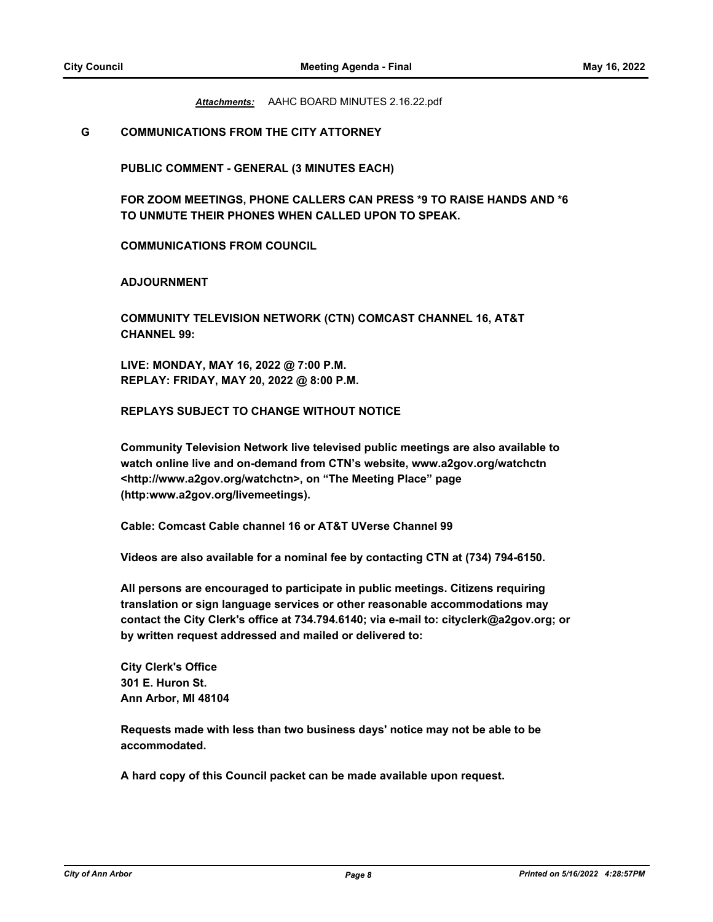*Attachments:* AAHC BOARD MINUTES 2.16.22.pdf

**G COMMUNICATIONS FROM THE CITY ATTORNEY**

**PUBLIC COMMENT - GENERAL (3 MINUTES EACH)**

**FOR ZOOM MEETINGS, PHONE CALLERS CAN PRESS *9 TO RAISE HANDS AND *6 TO UNMUTE THEIR PHONES WHEN CALLED UPON TO SPEAK.**

**COMMUNICATIONS FROM COUNCIL**

**ADJOURNMENT**

**COMMUNITY TELEVISION NETWORK (CTN) COMCAST CHANNEL 16, AT&T CHANNEL 99:**

**LIVE: MONDAY, MAY 16, 2022 @ 7:00 P.M.**
**REPLAY: FRIDAY, MAY 20, 2022 @ 8:00 P.M.**

**REPLAYS SUBJECT TO CHANGE WITHOUT NOTICE**

**Community Television Network live televised public meetings are also available to watch online live and on-demand from CTN's website, www.a2gov.org/watchctn <http://www.a2gov.org/watchctn>, on "The Meeting Place" page (http:www.a2gov.org/livemeetings).**

**Cable: Comcast Cable channel 16 or AT&T UVerse Channel 99**

**Videos are also available for a nominal fee by contacting CTN at (734) 794-6150.**

**All persons are encouraged to participate in public meetings. Citizens requiring translation or sign language services or other reasonable accommodations may contact the City Clerk's office at 734.794.6140; via e-mail to: cityclerk@a2gov.org; or by written request addressed and mailed or delivered to:**

**City Clerk's Office**
**301 E. Huron St.**
**Ann Arbor, MI 48104**

**Requests made with less than two business days' notice may not be able to be accommodated.**

**A hard copy of this Council packet can be made available upon request.**